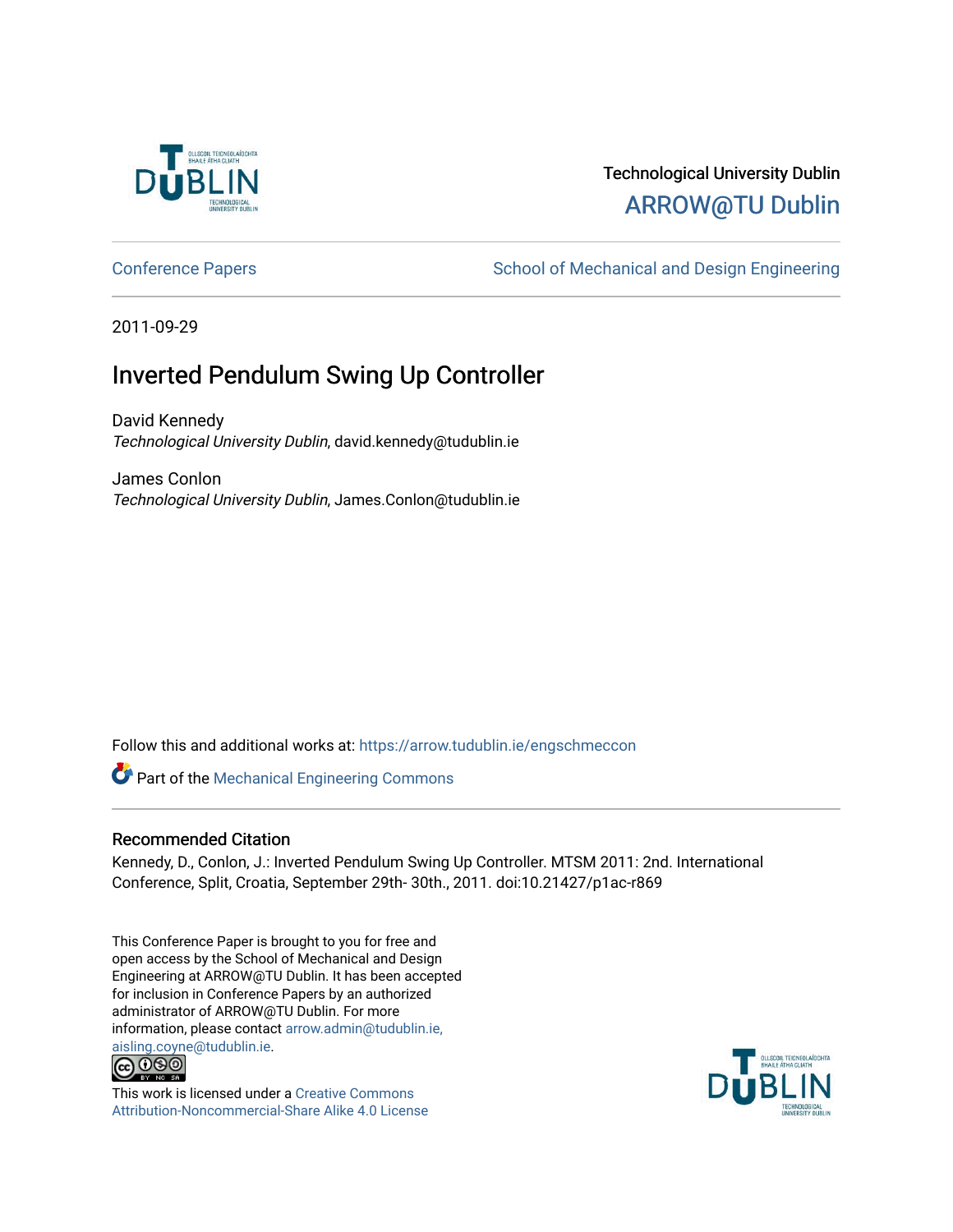Technological University Dublin

ARROW@TU Dublin

Conference Papers

School of Mechanical and Design Engineering

2011-09-29

# Inverted Pendulum Swing Up Controller

David Kennedy
*Technological University Dublin*, david.kennedy@tudublin.ie

James Conlon
*Technological University Dublin*, James.Conlon@tudublin.ie

Follow this and additional works at: https://arrow.tudublin.ie/engschmeccon

Part of the Mechanical Engineering Commons

## Recommended Citation

Kennedy, D., Conlon, J.: Inverted Pendulum Swing Up Controller. MTSM 2011: 2nd. International Conference, Split, Croatia, September 29th- 30th., 2011. doi:10.21427/p1ac-r869

This Conference Paper is brought to you for free and open access by the School of Mechanical and Design Engineering at ARROW@TU Dublin. It has been accepted for inclusion in Conference Papers by an authorized administrator of ARROW@TU Dublin. For more information, please contact arrow.admin@tudublin.ie, aisling.coyne@tudublin.ie.

This work is licensed under a Creative Commons Attribution-Noncommercial-Share Alike 4.0 License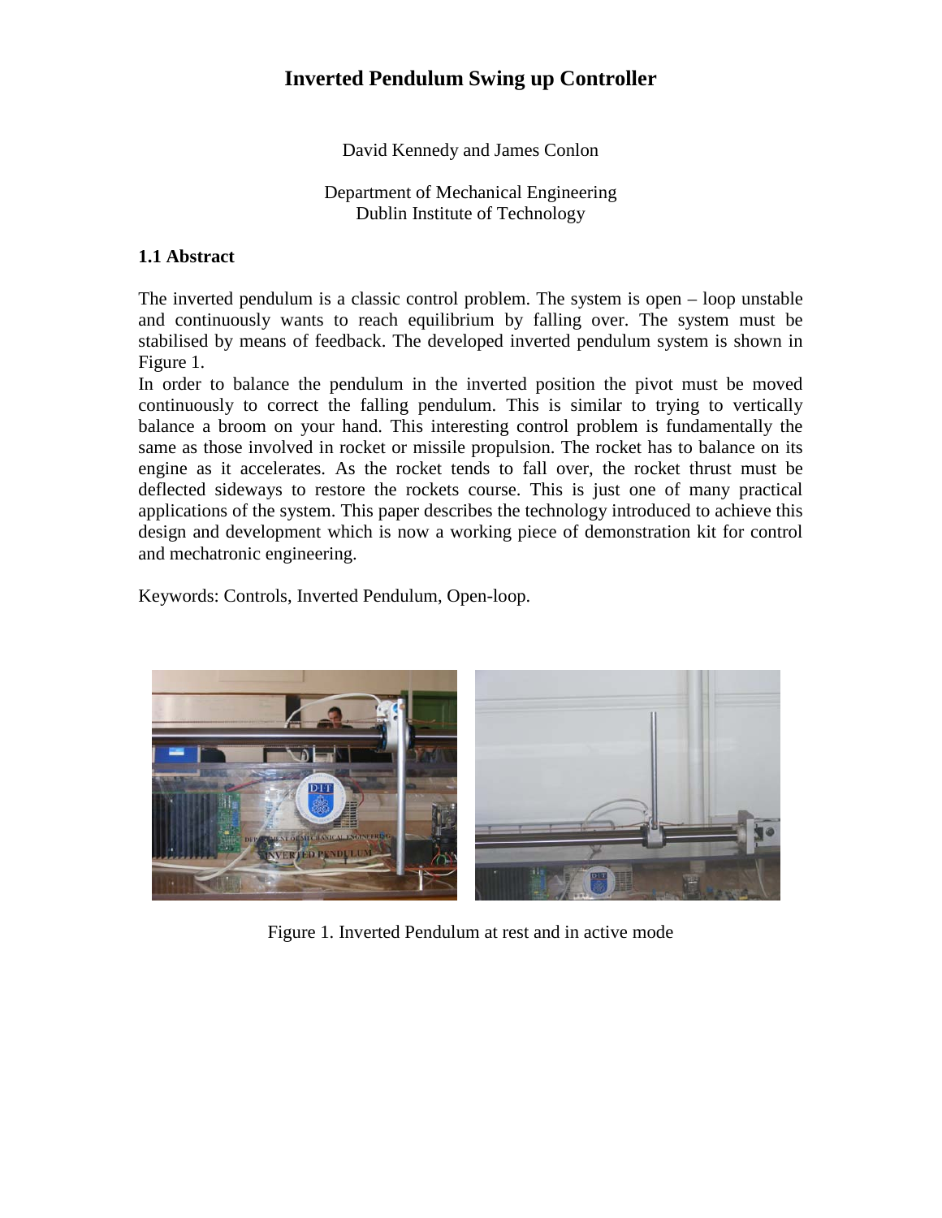# Inverted Pendulum Swing up Controller

David Kennedy and James Conlon

Department of Mechanical Engineering
Dublin Institute of Technology

### 1.1 Abstract

The inverted pendulum is a classic control problem. The system is open – loop unstable and continuously wants to reach equilibrium by falling over. The system must be stabilised by means of feedback. The developed inverted pendulum system is shown in Figure 1.

In order to balance the pendulum in the inverted position the pivot must be moved continuously to correct the falling pendulum. This is similar to trying to vertically balance a broom on your hand. This interesting control problem is fundamentally the same as those involved in rocket or missile propulsion. The rocket has to balance on its engine as it accelerates. As the rocket tends to fall over, the rocket thrust must be deflected sideways to restore the rockets course. This is just one of many practical applications of the system. This paper describes the technology introduced to achieve this design and development which is now a working piece of demonstration kit for control and mechatronic engineering.

Keywords: Controls, Inverted Pendulum, Open-loop.

Figure 1. Inverted Pendulum at rest and in active mode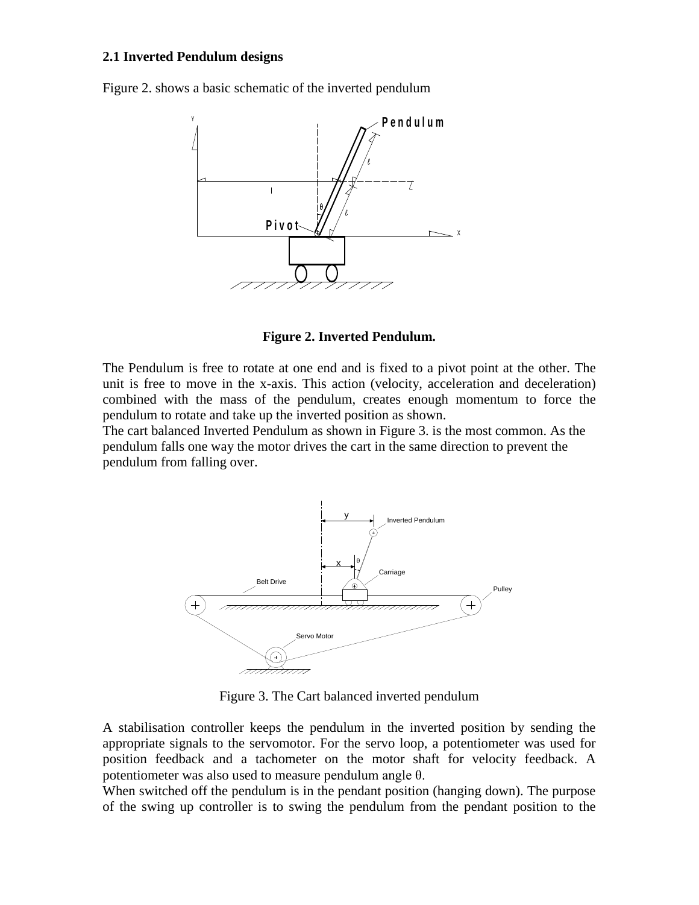### 2.1 Inverted Pendulum designs

Figure 2. shows a basic schematic of the inverted pendulum

**Figure 2. Inverted Pendulum.**

The Pendulum is free to rotate at one end and is fixed to a pivot point at the other. The unit is free to move in the x-axis. This action (velocity, acceleration and deceleration) combined with the mass of the pendulum, creates enough momentum to force the pendulum to rotate and take up the inverted position as shown.

The cart balanced Inverted Pendulum as shown in Figure 3. is the most common. As the pendulum falls one way the motor drives the cart in the same direction to prevent the pendulum from falling over.

Figure 3. The Cart balanced inverted pendulum

A stabilisation controller keeps the pendulum in the inverted position by sending the appropriate signals to the servomotor. For the servo loop, a potentiometer was used for position feedback and a tachometer on the motor shaft for velocity feedback. A potentiometer was also used to measure pendulum angle $\theta$.

When switched off the pendulum is in the pendant position (hanging down). The purpose of the swing up controller is to swing the pendulum from the pendant position to the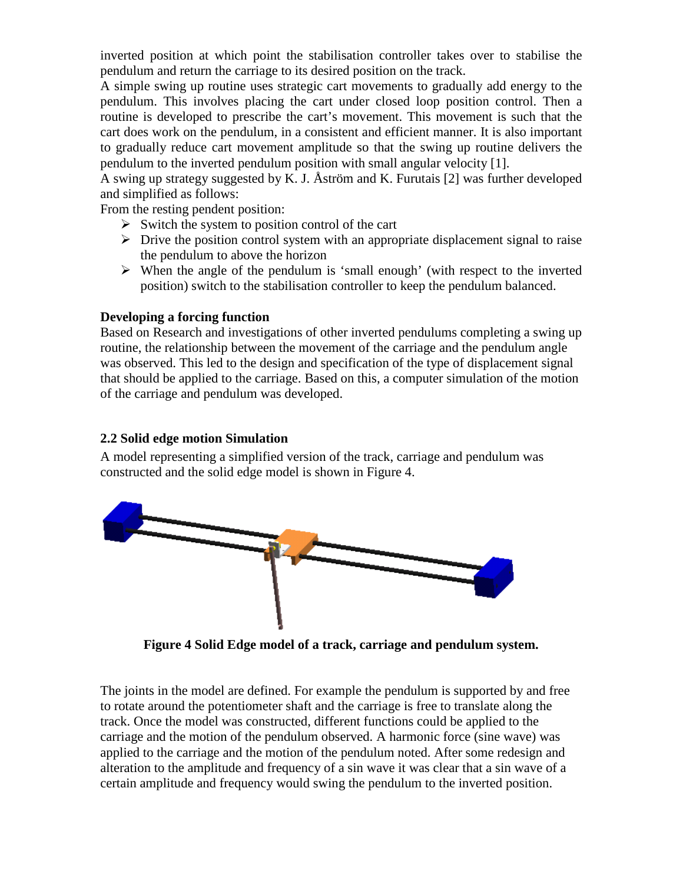inverted position at which point the stabilisation controller takes over to stabilise the pendulum and return the carriage to its desired position on the track.

A simple swing up routine uses strategic cart movements to gradually add energy to the pendulum. This involves placing the cart under closed loop position control. Then a routine is developed to prescribe the cart's movement. This movement is such that the cart does work on the pendulum, in a consistent and efficient manner. It is also important to gradually reduce cart movement amplitude so that the swing up routine delivers the pendulum to the inverted pendulum position with small angular velocity [1].

A swing up strategy suggested by K. J. Åström and K. Furutais [2] was further developed and simplified as follows:

From the resting pendent position:

- Switch the system to position control of the cart
- Drive the position control system with an appropriate displacement signal to raise the pendulum to above the horizon
- When the angle of the pendulum is 'small enough' (with respect to the inverted position) switch to the stabilisation controller to keep the pendulum balanced.

**Developing a forcing function**

Based on Research and investigations of other inverted pendulums completing a swing up routine, the relationship between the movement of the carriage and the pendulum angle was observed. This led to the design and specification of the type of displacement signal that should be applied to the carriage. Based on this, a computer simulation of the motion of the carriage and pendulum was developed.

### 2.2 Solid edge motion Simulation

A model representing a simplified version of the track, carriage and pendulum was constructed and the solid edge model is shown in Figure 4.

**Figure 4 Solid Edge model of a track, carriage and pendulum system.**

The joints in the model are defined. For example the pendulum is supported by and free to rotate around the potentiometer shaft and the carriage is free to translate along the track. Once the model was constructed, different functions could be applied to the carriage and the motion of the pendulum observed. A harmonic force (sine wave) was applied to the carriage and the motion of the pendulum noted. After some redesign and alteration to the amplitude and frequency of a sin wave it was clear that a sin wave of a certain amplitude and frequency would swing the pendulum to the inverted position.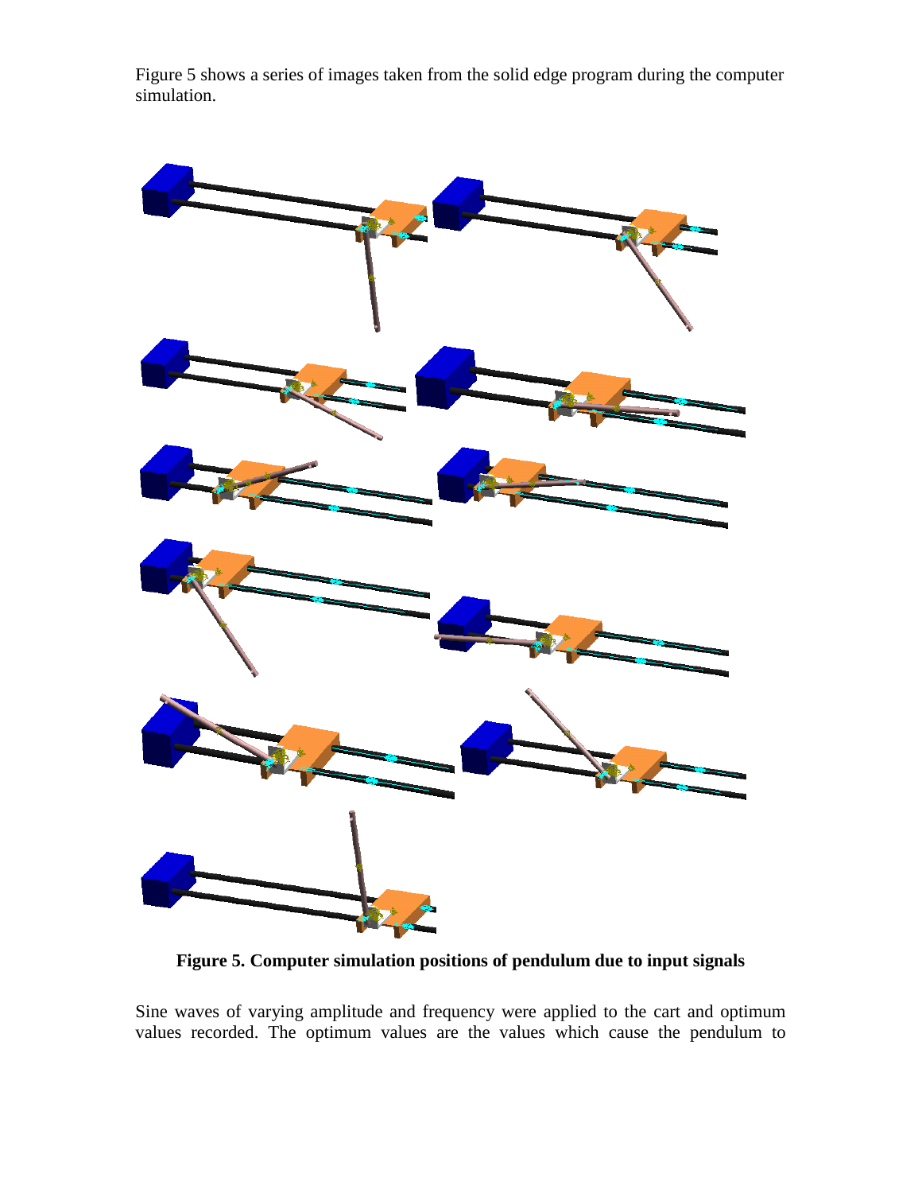Figure 5 shows a series of images taken from the solid edge program during the computer simulation.

**Figure 5. Computer simulation positions of pendulum due to input signals**

Sine waves of varying amplitude and frequency were applied to the cart and optimum values recorded. The optimum values are the values which cause the pendulum to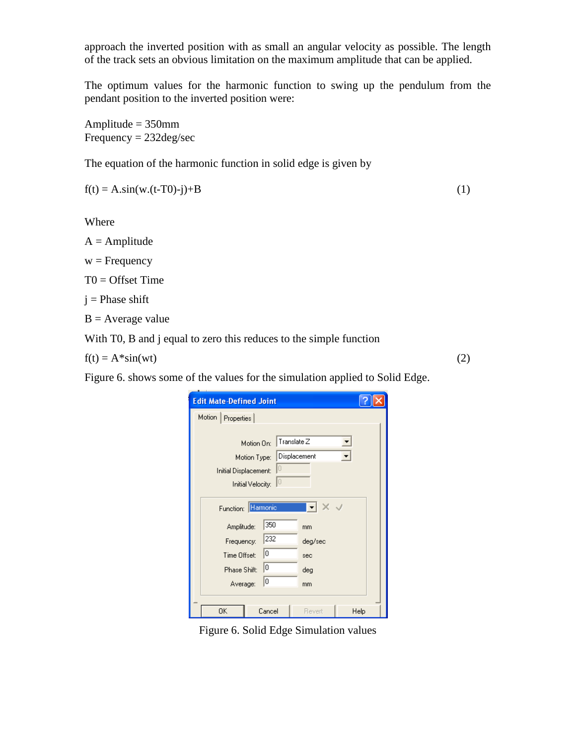approach the inverted position with as small an angular velocity as possible. The length of the track sets an obvious limitation on the maximum amplitude that can be applied.

The optimum values for the harmonic function to swing up the pendulum from the pendant position to the inverted position were:

Amplitude = 350mm
Frequency = 232deg/sec

The equation of the harmonic function in solid edge is given by

$$f(t) = A.\sin(w.(t-T0)-j)+B \quad (1)$$

Where

A = Amplitude

w = Frequency

T0 = Offset Time

j = Phase shift

B = Average value

With T0, B and j equal to zero this reduces to the simple function

$$f(t) = A*\sin(wt) \quad (2)$$

Figure 6. shows some of the values for the simulation applied to Solid Edge.

Figure 6. Solid Edge Simulation values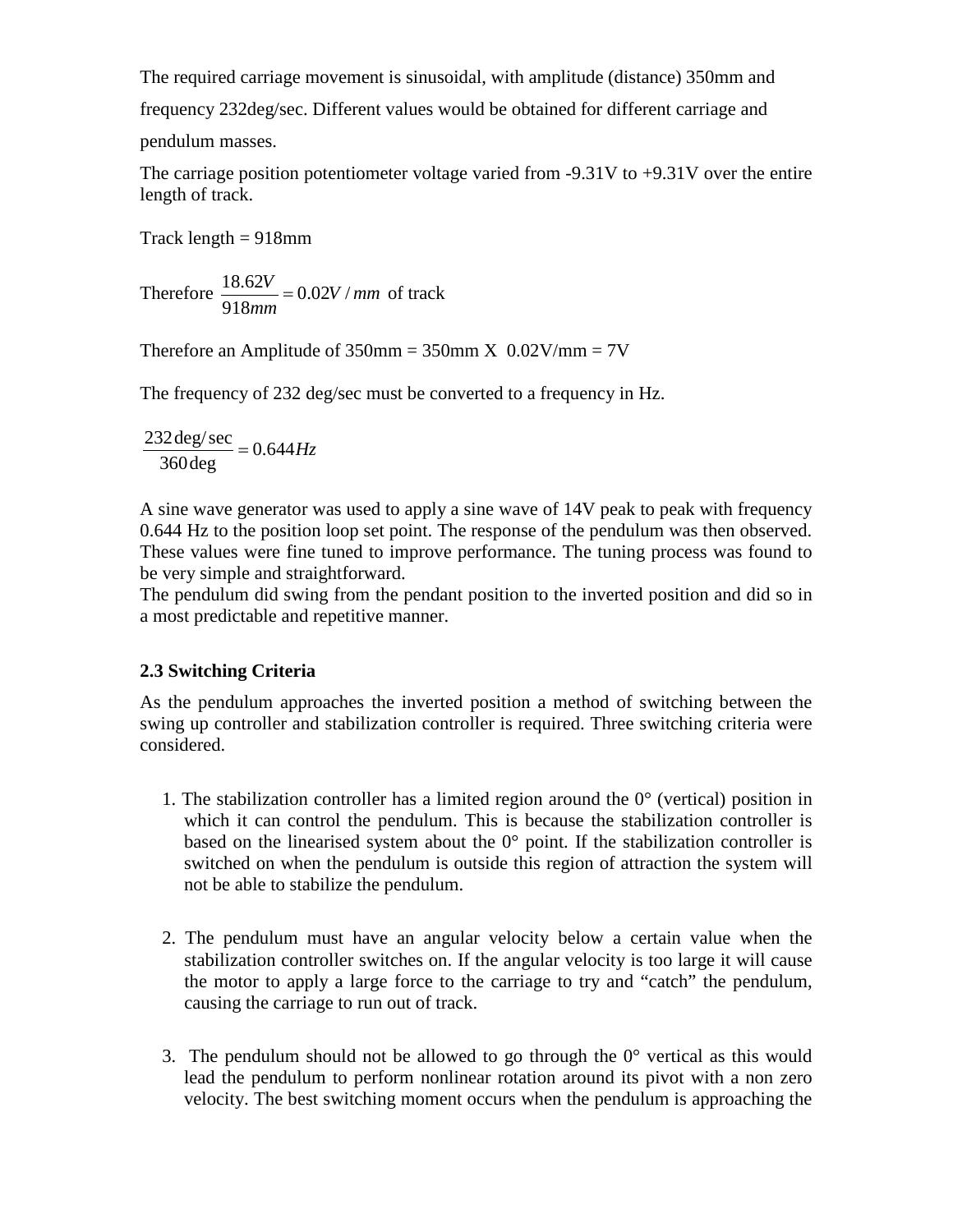The required carriage movement is sinusoidal, with amplitude (distance) 350mm and frequency 232deg/sec. Different values would be obtained for different carriage and pendulum masses.

The carriage position potentiometer voltage varied from -9.31V to +9.31V over the entire length of track.

Track length = 918mm

Therefore $\frac{18.62V}{918mm} = 0.02V/mm$ of track

Therefore an Amplitude of 350mm = 350mm X 0.02V/mm = 7V

The frequency of 232 deg/sec must be converted to a frequency in Hz.

$$\frac{232\deg/\sec}{360\deg} = 0.644Hz$$

A sine wave generator was used to apply a sine wave of 14V peak to peak with frequency 0.644 Hz to the position loop set point. The response of the pendulum was then observed. These values were fine tuned to improve performance. The tuning process was found to be very simple and straightforward.
The pendulum did swing from the pendant position to the inverted position and did so in a most predictable and repetitive manner.

### 2.3 Switching Criteria

As the pendulum approaches the inverted position a method of switching between the swing up controller and stabilization controller is required. Three switching criteria were considered.

1. The stabilization controller has a limited region around the 0° (vertical) position in which it can control the pendulum. This is because the stabilization controller is based on the linearised system about the 0° point. If the stabilization controller is switched on when the pendulum is outside this region of attraction the system will not be able to stabilize the pendulum.

2. The pendulum must have an angular velocity below a certain value when the stabilization controller switches on. If the angular velocity is too large it will cause the motor to apply a large force to the carriage to try and "catch" the pendulum, causing the carriage to run out of track.

3. The pendulum should not be allowed to go through the 0° vertical as this would lead the pendulum to perform nonlinear rotation around its pivot with a non zero velocity. The best switching moment occurs when the pendulum is approaching the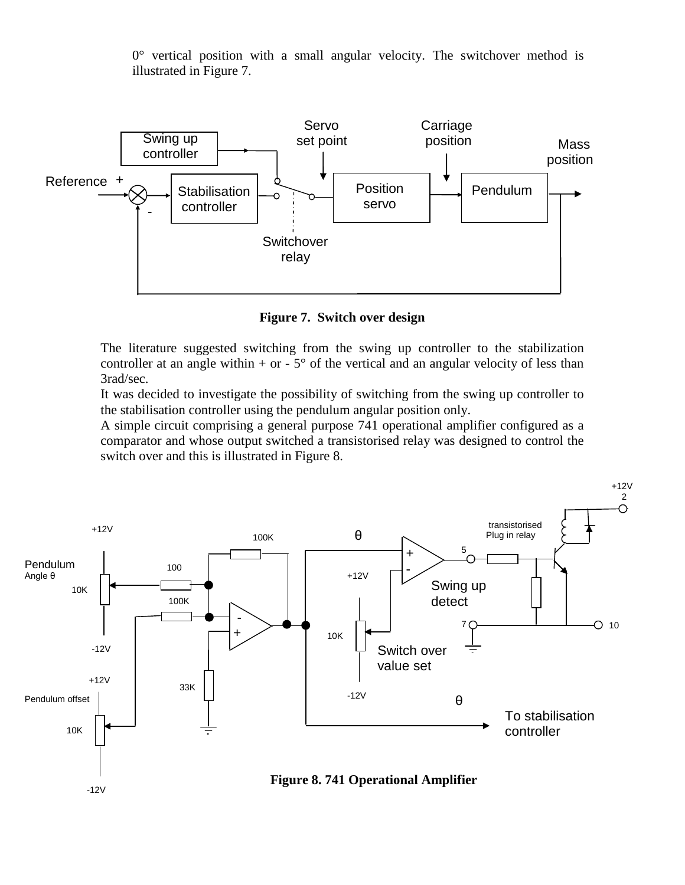0° vertical position with a small angular velocity. The switchover method is illustrated in Figure 7.

**Figure 7. Switch over design**

The literature suggested switching from the swing up controller to the stabilization controller at an angle within + or - 5° of the vertical and an angular velocity of less than 3rad/sec.

It was decided to investigate the possibility of switching from the swing up controller to the stabilisation controller using the pendulum angular position only.

A simple circuit comprising a general purpose 741 operational amplifier configured as a comparator and whose output switched a transistorised relay was designed to control the switch over and this is illustrated in Figure 8.

**Figure 8. 741 Operational Amplifier**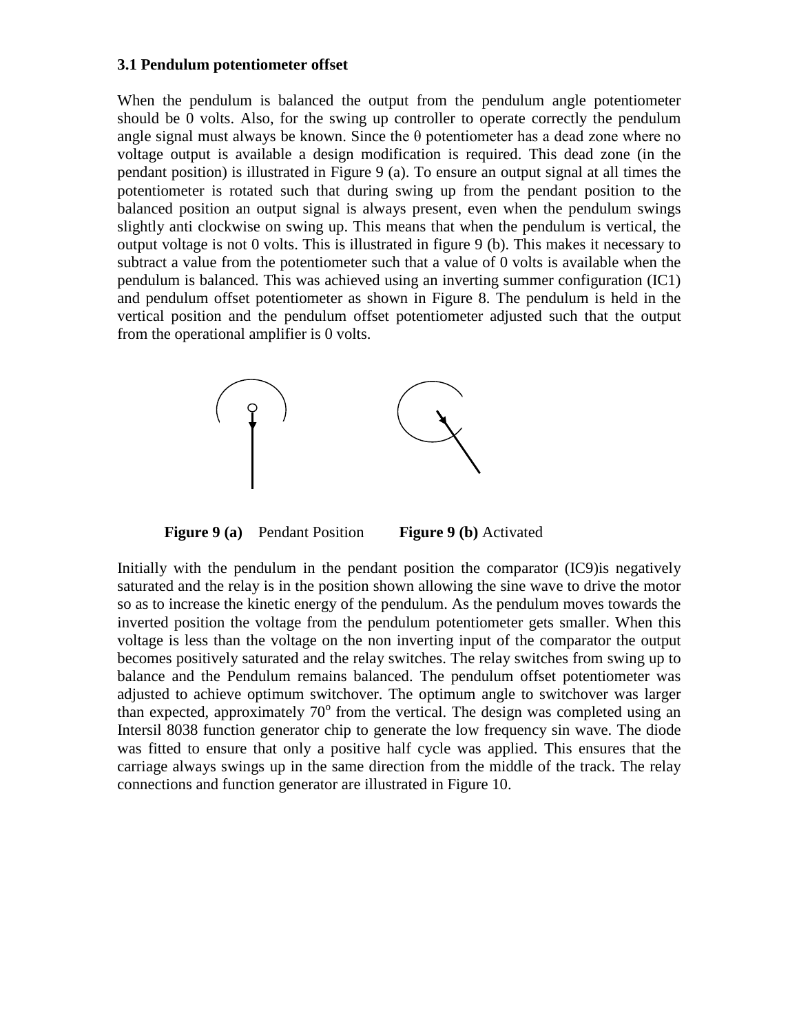### 3.1 Pendulum potentiometer offset

When the pendulum is balanced the output from the pendulum angle potentiometer should be 0 volts. Also, for the swing up controller to operate correctly the pendulum angle signal must always be known. Since the θ potentiometer has a dead zone where no voltage output is available a design modification is required. This dead zone (in the pendant position) is illustrated in Figure 9 (a). To ensure an output signal at all times the potentiometer is rotated such that during swing up from the pendant position to the balanced position an output signal is always present, even when the pendulum swings slightly anti clockwise on swing up. This means that when the pendulum is vertical, the output voltage is not 0 volts. This is illustrated in figure 9 (b). This makes it necessary to subtract a value from the potentiometer such that a value of 0 volts is available when the pendulum is balanced. This was achieved using an inverting summer configuration (IC1) and pendulum offset potentiometer as shown in Figure 8. The pendulum is held in the vertical position and the pendulum offset potentiometer adjusted such that the output from the operational amplifier is 0 volts.

**Figure 9 (a)** Pendant Position **Figure 9 (b)** Activated

Initially with the pendulum in the pendant position the comparator (IC9)is negatively saturated and the relay is in the position shown allowing the sine wave to drive the motor so as to increase the kinetic energy of the pendulum. As the pendulum moves towards the inverted position the voltage from the pendulum potentiometer gets smaller. When this voltage is less than the voltage on the non inverting input of the comparator the output becomes positively saturated and the relay switches. The relay switches from swing up to balance and the Pendulum remains balanced. The pendulum offset potentiometer was adjusted to achieve optimum switchover. The optimum angle to switchover was larger than expected, approximately $70^o$ from the vertical. The design was completed using an Intersil 8038 function generator chip to generate the low frequency sin wave. The diode was fitted to ensure that only a positive half cycle was applied. This ensures that the carriage always swings up in the same direction from the middle of the track. The relay connections and function generator are illustrated in Figure 10.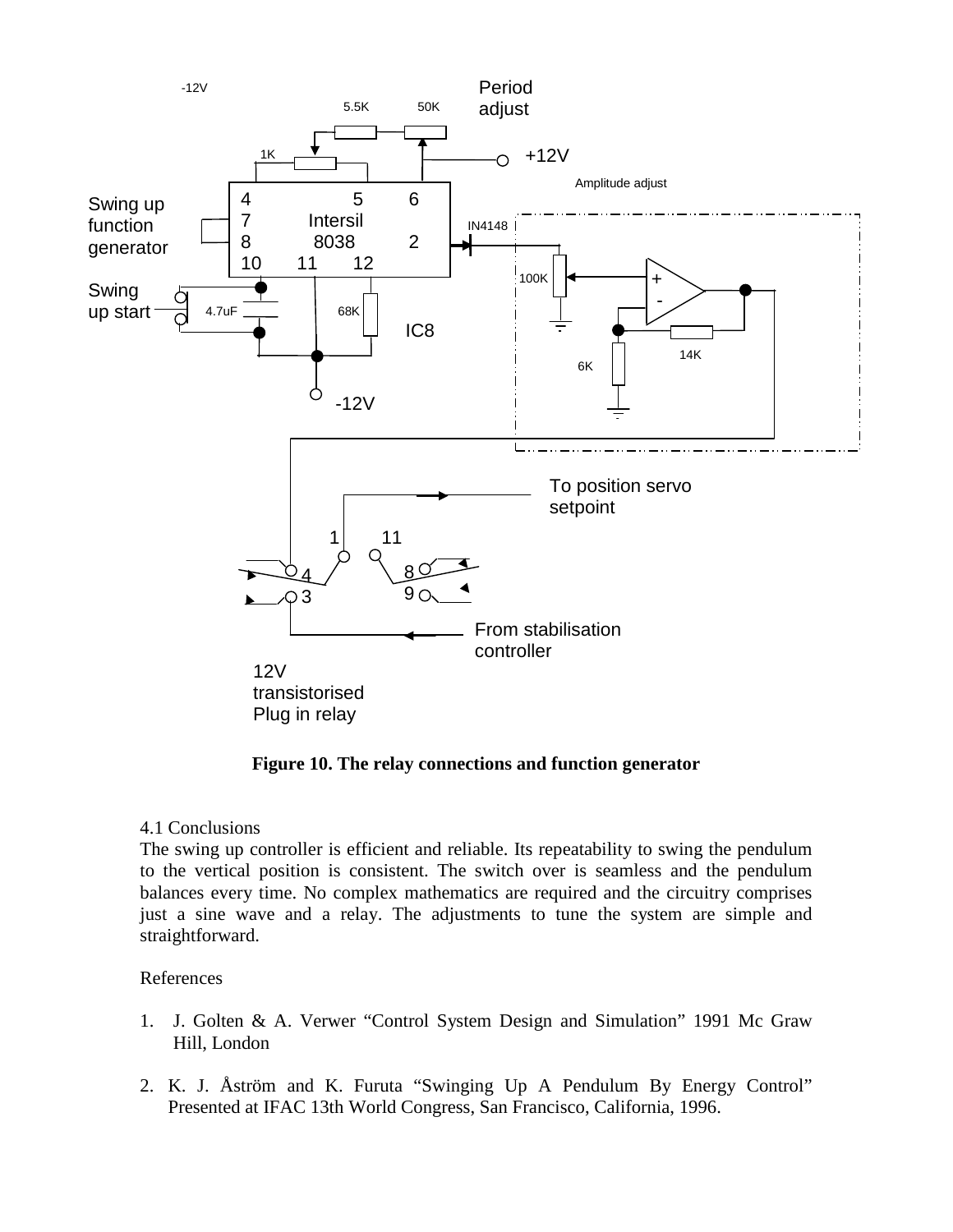-12V

5.5K 50K

Period adjust

1K

+12V

Amplitude adjust

Swing up function generator

4 5 6
7 Intersil
8 8038 2
10 11 12

IN4148

100K

Swing up start

4.7uF

68K

IC8

14K

6K

-12V

To position servo setpoint

1 11

4 8

3 9

From stabilisation controller

12V transistorised Plug in relay

**Figure 10. The relay connections and function generator**

4.1 Conclusions

The swing up controller is efficient and reliable. Its repeatability to swing the pendulum to the vertical position is consistent. The switch over is seamless and the pendulum balances every time. No complex mathematics are required and the circuitry comprises just a sine wave and a relay. The adjustments to tune the system are simple and straightforward.

References

1. J. Golten & A. Verwer "Control System Design and Simulation" 1991 Mc Graw Hill, London

2. K. J. Åström and K. Furuta "Swinging Up A Pendulum By Energy Control" Presented at IFAC 13th World Congress, San Francisco, California, 1996.